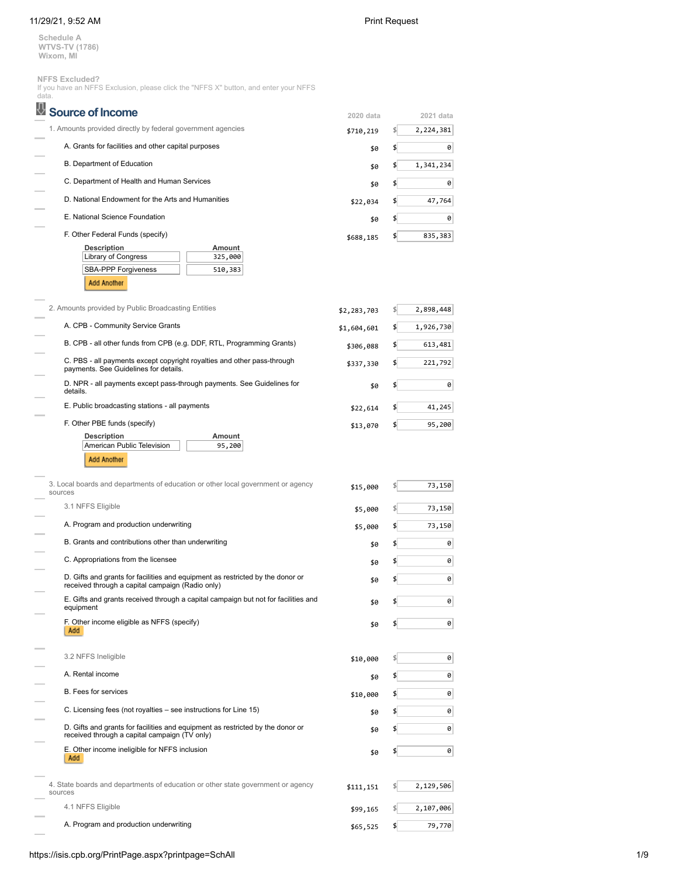Schedule A
WTVS-TV (1786)
Wixom, MI

NFFS Excluded?
If you have an NFFS Exclusion, please click the "NFFS X" button, and enter your NFFS data.

## Source of Income

| | 2020 data | 2021 data |
|---|---|---|
| 1. Amounts provided directly by federal government agencies | $710,219 | $ 2,224,381 |
| A. Grants for facilities and other capital purposes | $0 | $ 0 |
| B. Department of Education | $0 | $ 1,341,234 |
| C. Department of Health and Human Services | $0 | $ 0 |
| D. National Endowment for the Arts and Humanities | $22,034 | $ 47,764 |
| E. National Science Foundation | $0 | $ 0 |
| F. Other Federal Funds (specify) | $688,185 | $ 835,383 |

| Description | Amount |
|---|---|
| Library of Congress | 325,000 |
| SBA-PPP Forgiveness | 510,383 |

Add Another

| | 2020 data | 2021 data |
|---|---|---|
| 2. Amounts provided by Public Broadcasting Entities | $2,283,703 | $ 2,898,448 |
| A. CPB - Community Service Grants | $1,604,601 | $ 1,926,730 |
| B. CPB - all other funds from CPB (e.g. DDF, RTL, Programming Grants) | $306,088 | $ 613,481 |
| C. PBS - all payments except copyright royalties and other pass-through payments. See Guidelines for details. | $337,330 | $ 221,792 |
| D. NPR - all payments except pass-through payments. See Guidelines for details. | $0 | $ 0 |
| E. Public broadcasting stations - all payments | $22,614 | $ 41,245 |
| F. Other PBE funds (specify) | $13,070 | $ 95,200 |

| Description | Amount |
|---|---|
| American Public Television | 95,200 |

Add Another

| | 2020 data | 2021 data |
|---|---|---|
| 3. Local boards and departments of education or other local government or agency sources | $15,000 | $ 73,150 |
| 3.1 NFFS Eligible | $5,000 | $ 73,150 |
| A. Program and production underwriting | $5,000 | $ 73,150 |
| B. Grants and contributions other than underwriting | $0 | $ 0 |
| C. Appropriations from the licensee | $0 | $ 0 |
| D. Gifts and grants for facilities and equipment as restricted by the donor or received through a capital campaign (Radio only) | $0 | $ 0 |
| E. Gifts and grants received through a capital campaign but not for facilities and equipment | $0 | $ 0 |
| F. Other income eligible as NFFS (specify) Add | $0 | $ 0 |
| 3.2 NFFS Ineligible | $10,000 | $ 0 |
| A. Rental income | $0 | $ 0 |
| B. Fees for services | $10,000 | $ 0 |
| C. Licensing fees (not royalties – see instructions for Line 15) | $0 | $ 0 |
| D. Gifts and grants for facilities and equipment as restricted by the donor or received through a capital campaign (TV only) | $0 | $ 0 |
| E. Other income ineligible for NFFS inclusion Add | $0 | $ 0 |
| 4. State boards and departments of education or other state government or agency sources | $111,151 | $ 2,129,506 |
| 4.1 NFFS Eligible | $99,165 | $ 2,107,006 |
| A. Program and production underwriting | $65,525 | $ 79,770 |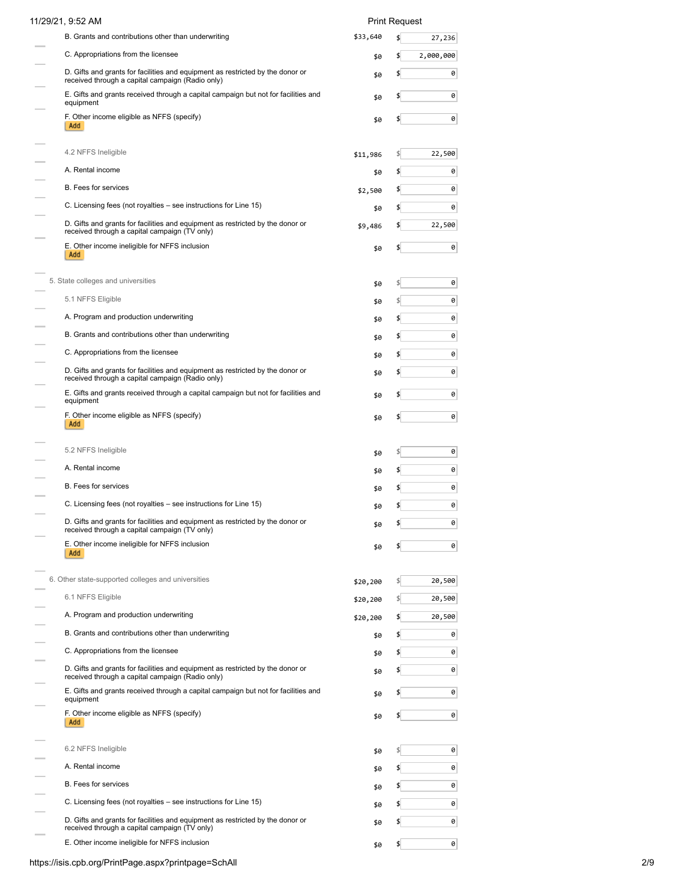| | | |
|---|---|---|
| B. Grants and contributions other than underwriting | $33,640 | $ 27,236 |
| C. Appropriations from the licensee | $0 | $ 2,000,000 |
| D. Gifts and grants for facilities and equipment as restricted by the donor or received through a capital campaign (Radio only) | $0 | $ 0 |
| E. Gifts and grants received through a capital campaign but not for facilities and equipment | $0 | $ 0 |
| F. Other income eligible as NFFS (specify) Add | $0 | $ 0 |
| 4.2 NFFS Ineligible | $11,986 | $ 22,500 |
| A. Rental income | $0 | $ 0 |
| B. Fees for services | $2,500 | $ 0 |
| C. Licensing fees (not royalties – see instructions for Line 15) | $0 | $ 0 |
| D. Gifts and grants for facilities and equipment as restricted by the donor or received through a capital campaign (TV only) | $9,486 | $ 22,500 |
| E. Other income ineligible for NFFS inclusion Add | $0 | $ 0 |
| 5. State colleges and universities | $0 | $ 0 |
| 5.1 NFFS Eligible | $0 | $ 0 |
| A. Program and production underwriting | $0 | $ 0 |
| B. Grants and contributions other than underwriting | $0 | $ 0 |
| C. Appropriations from the licensee | $0 | $ 0 |
| D. Gifts and grants for facilities and equipment as restricted by the donor or received through a capital campaign (Radio only) | $0 | $ 0 |
| E. Gifts and grants received through a capital campaign but not for facilities and equipment | $0 | $ 0 |
| F. Other income eligible as NFFS (specify) Add | $0 | $ 0 |
| 5.2 NFFS Ineligible | $0 | $ 0 |
| A. Rental income | $0 | $ 0 |
| B. Fees for services | $0 | $ 0 |
| C. Licensing fees (not royalties – see instructions for Line 15) | $0 | $ 0 |
| D. Gifts and grants for facilities and equipment as restricted by the donor or received through a capital campaign (TV only) | $0 | $ 0 |
| E. Other income ineligible for NFFS inclusion Add | $0 | $ 0 |
| 6. Other state-supported colleges and universities | $20,200 | $ 20,500 |
| 6.1 NFFS Eligible | $20,200 | $ 20,500 |
| A. Program and production underwriting | $20,200 | $ 20,500 |
| B. Grants and contributions other than underwriting | $0 | $ 0 |
| C. Appropriations from the licensee | $0 | $ 0 |
| D. Gifts and grants for facilities and equipment as restricted by the donor or received through a capital campaign (Radio only) | $0 | $ 0 |
| E. Gifts and grants received through a capital campaign but not for facilities and equipment | $0 | $ 0 |
| F. Other income eligible as NFFS (specify) Add | $0 | $ 0 |
| 6.2 NFFS Ineligible | $0 | $ 0 |
| A. Rental income | $0 | $ 0 |
| B. Fees for services | $0 | $ 0 |
| C. Licensing fees (not royalties – see instructions for Line 15) | $0 | $ 0 |
| D. Gifts and grants for facilities and equipment as restricted by the donor or received through a capital campaign (TV only) | $0 | $ 0 |
| E. Other income ineligible for NFFS inclusion | $0 | $ 0 |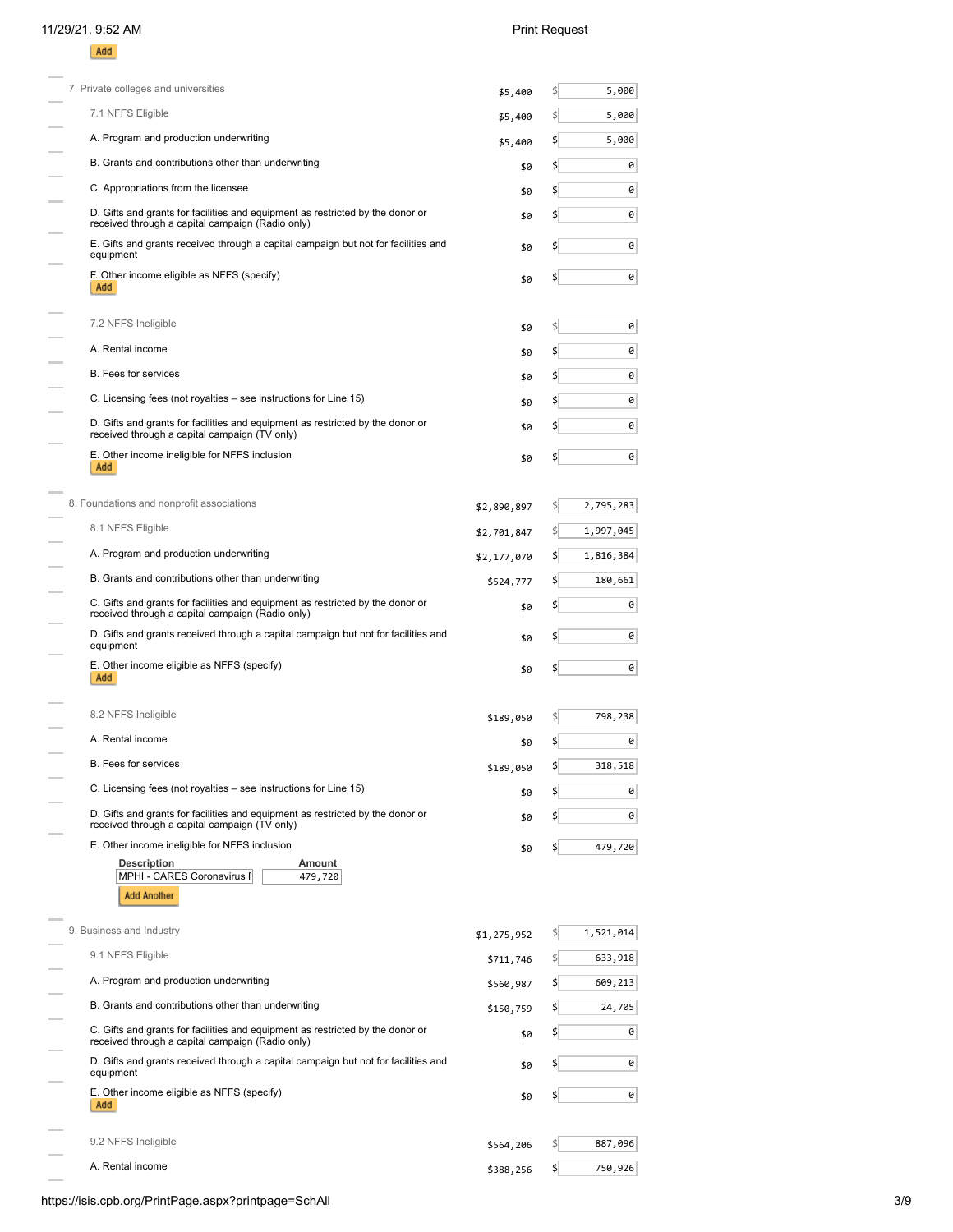Add

| | | |
|---|---|---|
| 7. Private colleges and universities | $5,400 | $ 5,000 |
| 7.1 NFFS Eligible | $5,400 | $ 5,000 |
| A. Program and production underwriting | $5,400 | $ 5,000 |
| B. Grants and contributions other than underwriting | $0 | $ 0 |
| C. Appropriations from the licensee | $0 | $ 0 |
| D. Gifts and grants for facilities and equipment as restricted by the donor or received through a capital campaign (Radio only) | $0 | $ 0 |
| E. Gifts and grants received through a capital campaign but not for facilities and equipment | $0 | $ 0 |
| F. Other income eligible as NFFS (specify) Add | $0 | $ 0 |
| 7.2 NFFS Ineligible | $0 | $ 0 |
| A. Rental income | $0 | $ 0 |
| B. Fees for services | $0 | $ 0 |
| C. Licensing fees (not royalties – see instructions for Line 15) | $0 | $ 0 |
| D. Gifts and grants for facilities and equipment as restricted by the donor or received through a capital campaign (TV only) | $0 | $ 0 |
| E. Other income ineligible for NFFS inclusion Add | $0 | $ 0 |
| 8. Foundations and nonprofit associations | $2,890,897 | $ 2,795,283 |
| 8.1 NFFS Eligible | $2,701,847 | $ 1,997,045 |
| A. Program and production underwriting | $2,177,070 | $ 1,816,384 |
| B. Grants and contributions other than underwriting | $524,777 | $ 180,661 |
| C. Gifts and grants for facilities and equipment as restricted by the donor or received through a capital campaign (Radio only) | $0 | $ 0 |
| D. Gifts and grants received through a capital campaign but not for facilities and equipment | $0 | $ 0 |
| E. Other income eligible as NFFS (specify) Add | $0 | $ 0 |
| 8.2 NFFS Ineligible | $189,050 | $ 798,238 |
| A. Rental income | $0 | $ 0 |
| B. Fees for services | $189,050 | $ 318,518 |
| C. Licensing fees (not royalties – see instructions for Line 15) | $0 | $ 0 |
| D. Gifts and grants for facilities and equipment as restricted by the donor or received through a capital campaign (TV only) | $0 | $ 0 |
| E. Other income ineligible for NFFS inclusion | $0 | $ 479,720 |

| Description | Amount |
|---|---|
| MPHI - CARES Coronavirus I | 479,720 |

Add Another

| | | |
|---|---|---|
| 9. Business and Industry | $1,275,952 | $ 1,521,014 |
| 9.1 NFFS Eligible | $711,746 | $ 633,918 |
| A. Program and production underwriting | $560,987 | $ 609,213 |
| B. Grants and contributions other than underwriting | $150,759 | $ 24,705 |
| C. Gifts and grants for facilities and equipment as restricted by the donor or received through a capital campaign (Radio only) | $0 | $ 0 |
| D. Gifts and grants received through a capital campaign but not for facilities and equipment | $0 | $ 0 |
| E. Other income eligible as NFFS (specify) Add | $0 | $ 0 |
| 9.2 NFFS Ineligible | $564,206 | $ 887,096 |
| A. Rental income | $388,256 | $ 750,926 |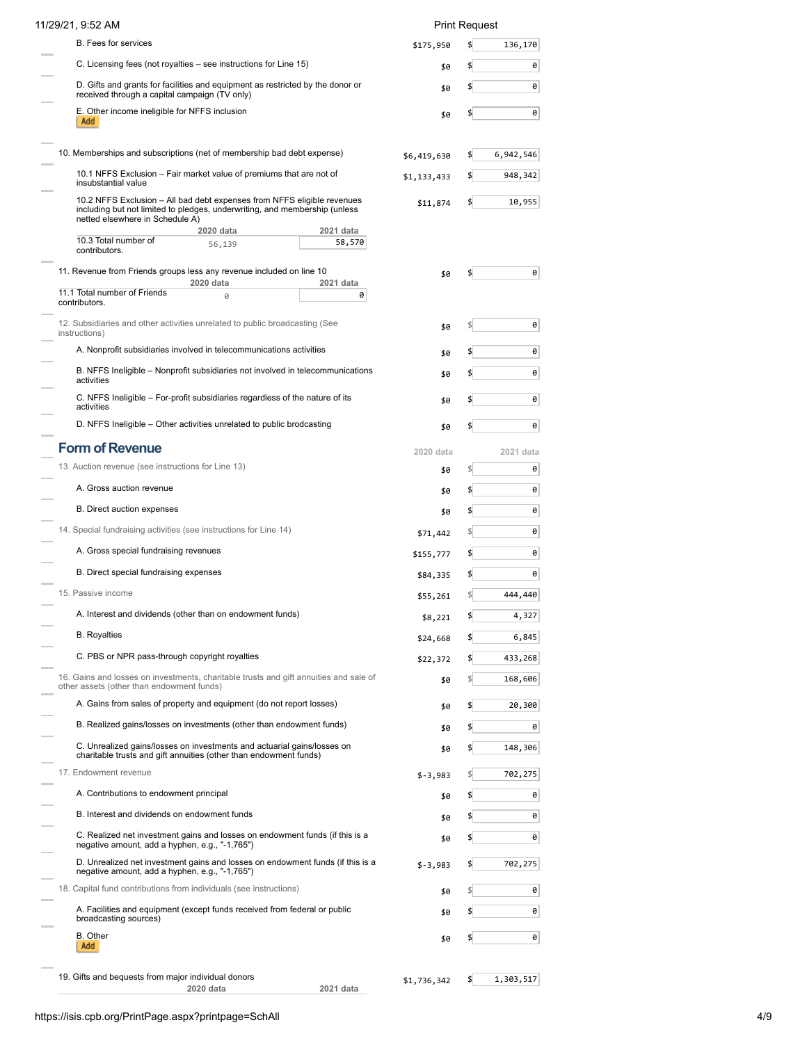| | 2020 data | 2021 data |
|---|---|---|
| B. Fees for services | $175,950 | $ 136,170 |
| C. Licensing fees (not royalties – see instructions for Line 15) | $0 | $ 0 |
| D. Gifts and grants for facilities and equipment as restricted by the donor or received through a capital campaign (TV only) | $0 | $ 0 |
| E. Other income ineligible for NFFS inclusion | $0 | $ 0 |
| Add | | |
| 10. Memberships and subscriptions (net of membership bad debt expense) | $6,419,630 | $ 6,942,546 |
| 10.1 NFFS Exclusion – Fair market value of premiums that are not of insubstantial value | $1,133,433 | $ 948,342 |
| 10.2 NFFS Exclusion – All bad debt expenses from NFFS eligible revenues including but not limited to pledges, underwriting, and membership (unless netted elsewhere in Schedule A) | $11,874 | $ 10,955 |
| 10.3 Total number of contributors. | 56,139 | 58,570 |
| 11. Revenue from Friends groups less any revenue included on line 10 | $0 | $ 0 |
| 11.1 Total number of Friends contributors. | 0 | 0 |
| 12. Subsidiaries and other activities unrelated to public broadcasting (See instructions) | $0 | $ 0 |
| A. Nonprofit subsidiaries involved in telecommunications activities | $0 | $ 0 |
| B. NFFS Ineligible – Nonprofit subsidiaries not involved in telecommunications activities | $0 | $ 0 |
| C. NFFS Ineligible – For-profit subsidiaries regardless of the nature of its activities | $0 | $ 0 |
| D. NFFS Ineligible – Other activities unrelated to public brodcasting | $0 | $ 0 |

## Form of Revenue

| | 2020 data | 2021 data |
|---|---|---|
| 13. Auction revenue (see instructions for Line 13) | $0 | $ 0 |
| A. Gross auction revenue | $0 | $ 0 |
| B. Direct auction expenses | $0 | $ 0 |
| 14. Special fundraising activities (see instructions for Line 14) | $71,442 | $ 0 |
| A. Gross special fundraising revenues | $155,777 | $ 0 |
| B. Direct special fundraising expenses | $84,335 | $ 0 |
| 15. Passive income | $55,261 | $ 444,440 |
| A. Interest and dividends (other than on endowment funds) | $8,221 | $ 4,327 |
| B. Royalties | $24,668 | $ 6,845 |
| C. PBS or NPR pass-through copyright royalties | $22,372 | $ 433,268 |
| 16. Gains and losses on investments, charitable trusts and gift annuities and sale of other assets (other than endowment funds) | $0 | $ 168,606 |
| A. Gains from sales of property and equipment (do not report losses) | $0 | $ 20,300 |
| B. Realized gains/losses on investments (other than endowment funds) | $0 | $ 0 |
| C. Unrealized gains/losses on investments and actuarial gains/losses on charitable trusts and gift annuities (other than endowment funds) | $0 | $ 148,306 |
| 17. Endowment revenue | $-3,983 | $ 702,275 |
| A. Contributions to endowment principal | $0 | $ 0 |
| B. Interest and dividends on endowment funds | $0 | $ 0 |
| C. Realized net investment gains and losses on endowment funds (if this is a negative amount, add a hyphen, e.g., "-1,765") | $0 | $ 0 |
| D. Unrealized net investment gains and losses on endowment funds (if this is a negative amount, add a hyphen, e.g., "-1,765") | $-3,983 | $ 702,275 |
| 18. Capital fund contributions from individuals (see instructions) | $0 | $ 0 |
| A. Facilities and equipment (except funds received from federal or public broadcasting sources) | $0 | $ 0 |
| B. Other | $0 | $ 0 |
| Add | | |
| 19. Gifts and bequests from major individual donors | $1,736,342 | $ 1,303,517 |

2020 data 2021 data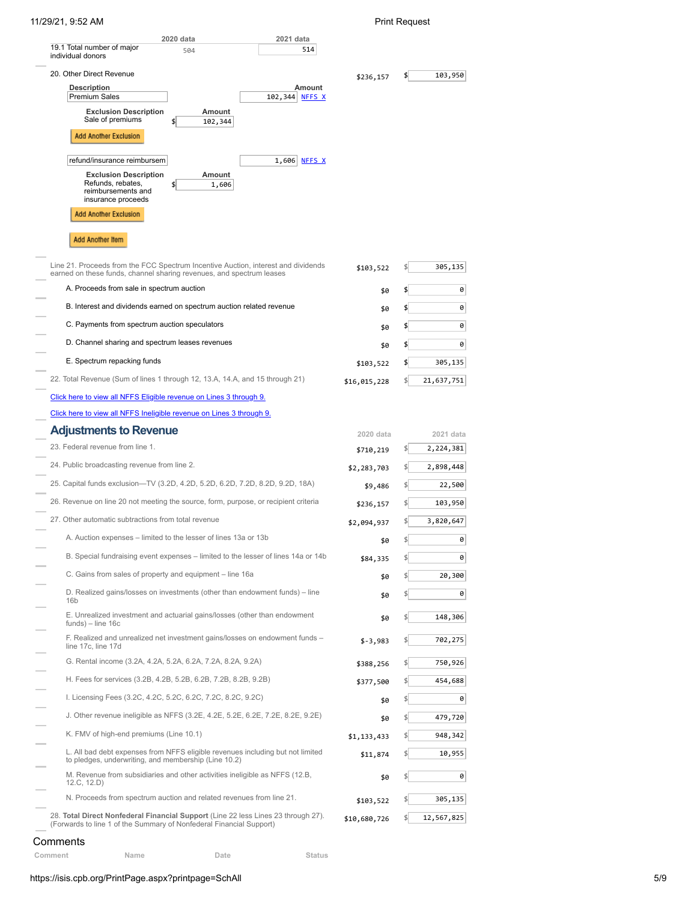| | 2020 data | 2021 data |
|---|---|---|
| 19.1 Total number of major individual donors | 504 | 514 |

| | 2020 data | 2021 data |
|---|---|---|
| 20. Other Direct Revenue | $236,157 | $ 103,950 |

| Description | Amount |
|---|---|
| Premium Sales | 102,344 NFFS X |

| Exclusion Description | Amount |
|---|---|
| Sale of premiums | $ 102,344 |

Add Another Exclusion

| Description | Amount |
|---|---|
| refund/insurance reimbursem | 1,606 NFFS X |

| Exclusion Description | Amount |
|---|---|
| Refunds, rebates, reimbursements and insurance proceeds | $ 1,606 |

Add Another Exclusion

Add Another Item

| | 2020 data | 2021 data |
|---|---|---|
| Line 21. Proceeds from the FCC Spectrum Incentive Auction, interest and dividends earned on these funds, channel sharing revenues, and spectrum leases | $103,522 | $ 305,135 |
| A. Proceeds from sale in spectrum auction | $0 | $ 0 |
| B. Interest and dividends earned on spectrum auction related revenue | $0 | $ 0 |
| C. Payments from spectrum auction speculators | $0 | $ 0 |
| D. Channel sharing and spectrum leases revenues | $0 | $ 0 |
| E. Spectrum repacking funds | $103,522 | $ 305,135 |
| 22. Total Revenue (Sum of lines 1 through 12, 13.A, 14.A, and 15 through 21) | $16,015,228 | $ 21,637,751 |

Click here to view all NFFS Eligible revenue on Lines 3 through 9.

Click here to view all NFFS Ineligible revenue on Lines 3 through 9.

## Adjustments to Revenue

| | 2020 data | 2021 data |
|---|---|---|
| 23. Federal revenue from line 1. | $710,219 | $ 2,224,381 |
| 24. Public broadcasting revenue from line 2. | $2,283,703 | $ 2,898,448 |
| 25. Capital funds exclusion—TV (3.2D, 4.2D, 5.2D, 6.2D, 7.2D, 8.2D, 9.2D, 18A) | $9,486 | $ 22,500 |
| 26. Revenue on line 20 not meeting the source, form, purpose, or recipient criteria | $236,157 | $ 103,950 |
| 27. Other automatic subtractions from total revenue | $2,094,937 | $ 3,820,647 |
| A. Auction expenses – limited to the lesser of lines 13a or 13b | $0 | $ 0 |
| B. Special fundraising event expenses – limited to the lesser of lines 14a or 14b | $84,335 | $ 0 |
| C. Gains from sales of property and equipment – line 16a | $0 | $ 20,300 |
| D. Realized gains/losses on investments (other than endowment funds) – line 16b | $0 | $ 0 |
| E. Unrealized investment and actuarial gains/losses (other than endowment funds) – line 16c | $0 | $ 148,306 |
| F. Realized and unrealized net investment gains/losses on endowment funds – line 17c, line 17d | $-3,983 | $ 702,275 |
| G. Rental income (3.2A, 4.2A, 5.2A, 6.2A, 7.2A, 8.2A, 9.2A) | $388,256 | $ 750,926 |
| H. Fees for services (3.2B, 4.2B, 5.2B, 6.2B, 7.2B, 8.2B, 9.2B) | $377,500 | $ 454,688 |
| I. Licensing Fees (3.2C, 4.2C, 5.2C, 6.2C, 7.2C, 8.2C, 9.2C) | $0 | $ 0 |
| J. Other revenue ineligible as NFFS (3.2E, 4.2E, 5.2E, 6.2E, 7.2E, 8.2E, 9.2E) | $0 | $ 479,720 |
| K. FMV of high-end premiums (Line 10.1) | $1,133,433 | $ 948,342 |
| L. All bad debt expenses from NFFS eligible revenues including but not limited to pledges, underwriting, and membership (Line 10.2) | $11,874 | $ 10,955 |
| M. Revenue from subsidiaries and other activities ineligible as NFFS (12.B, 12.C, 12.D) | $0 | $ 0 |
| N. Proceeds from spectrum auction and related revenues from line 21. | $103,522 | $ 305,135 |
| 28. **Total Direct Nonfederal Financial Support** (Line 22 less Lines 23 through 27). (Forwards to line 1 of the Summary of Nonfederal Financial Support) | $10,680,726 | $ 12,567,825 |

## Comments

| Comment | Name | Date | Status |
|---|---|---|---|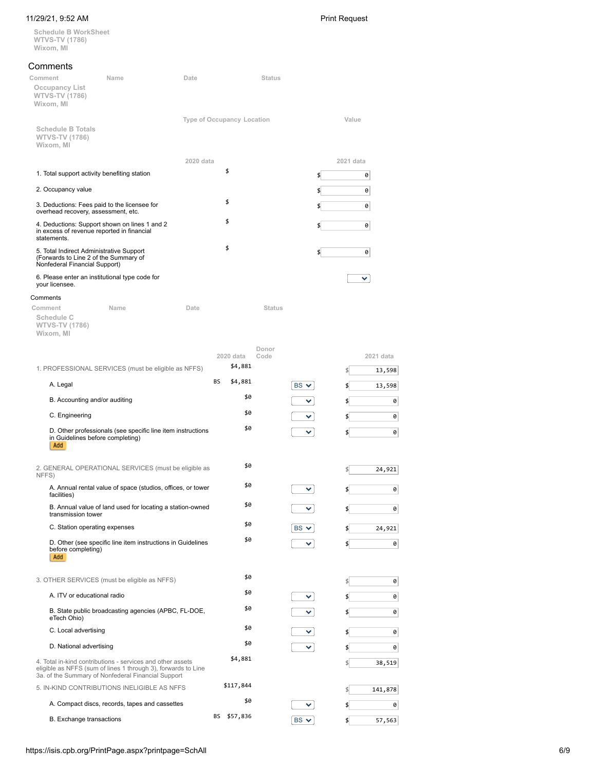Schedule B WorkSheet
WTVS-TV (1786)
Wixom, MI

## Comments

| Comment | Name | Date | Status |
|---|---|---|---|

Occupancy List
WTVS-TV (1786)
Wixom, MI

| Type of Occupancy | Location | Value |
|---|---|---|

Schedule B Totals
WTVS-TV (1786)
Wixom, MI

| | 2020 data | 2021 data |
|---|---|---|
| 1. Total support activity benefiting station | $ | $ 0 |
| 2. Occupancy value | | $ 0 |
| 3. Deductions: Fees paid to the licensee for overhead recovery, assessment, etc. | $ | $ 0 |
| 4. Deductions: Support shown on lines 1 and 2 in excess of revenue reported in financial statements. | $ | $ 0 |
| 5. Total Indirect Administrative Support (Forwards to Line 2 of the Summary of Nonfederal Financial Support) | $ | $ 0 |
| 6. Please enter an institutional type code for your licensee. | | |

Comments

| Comment | Name | Date | Status |
|---|---|---|---|

Schedule C
WTVS-TV (1786)
Wixom, MI

| | 2020 data | Donor Code | 2021 data |
|---|---|---|---|
| 1. PROFESSIONAL SERVICES (must be eligible as NFFS) | $4,881 | | $ 13,598 |
| A. Legal | BS $4,881 | BS | $ 13,598 |
| B. Accounting and/or auditing | $0 | | $ 0 |
| C. Engineering | $0 | | $ 0 |
| D. Other professionals (see specific line item instructions in Guidelines before completing) Add | $0 | | $ 0 |
| 2. GENERAL OPERATIONAL SERVICES (must be eligible as NFFS) | $0 | | $ 24,921 |
| A. Annual rental value of space (studios, offices, or tower facilities) | $0 | | $ 0 |
| B. Annual value of land used for locating a station-owned transmission tower | $0 | | $ 0 |
| C. Station operating expenses | $0 | BS | $ 24,921 |
| D. Other (see specific line item instructions in Guidelines before completing) Add | $0 | | $ 0 |
| 3. OTHER SERVICES (must be eligible as NFFS) | $0 | | $ 0 |
| A. ITV or educational radio | $0 | | $ 0 |
| B. State public broadcasting agencies (APBC, FL-DOE, eTech Ohio) | $0 | | $ 0 |
| C. Local advertising | $0 | | $ 0 |
| D. National advertising | $0 | | $ 0 |
| 4. Total in-kind contributions - services and other assets eligible as NFFS (sum of lines 1 through 3), forwards to Line 3a. of the Summary of Nonfederal Financial Support | $4,881 | | $ 38,519 |
| 5. IN-KIND CONTRIBUTIONS INELIGIBLE AS NFFS | $117,844 | | $ 141,878 |
| A. Compact discs, records, tapes and cassettes | $0 | | $ 0 |
| B. Exchange transactions | BS $57,836 | BS | $ 57,563 |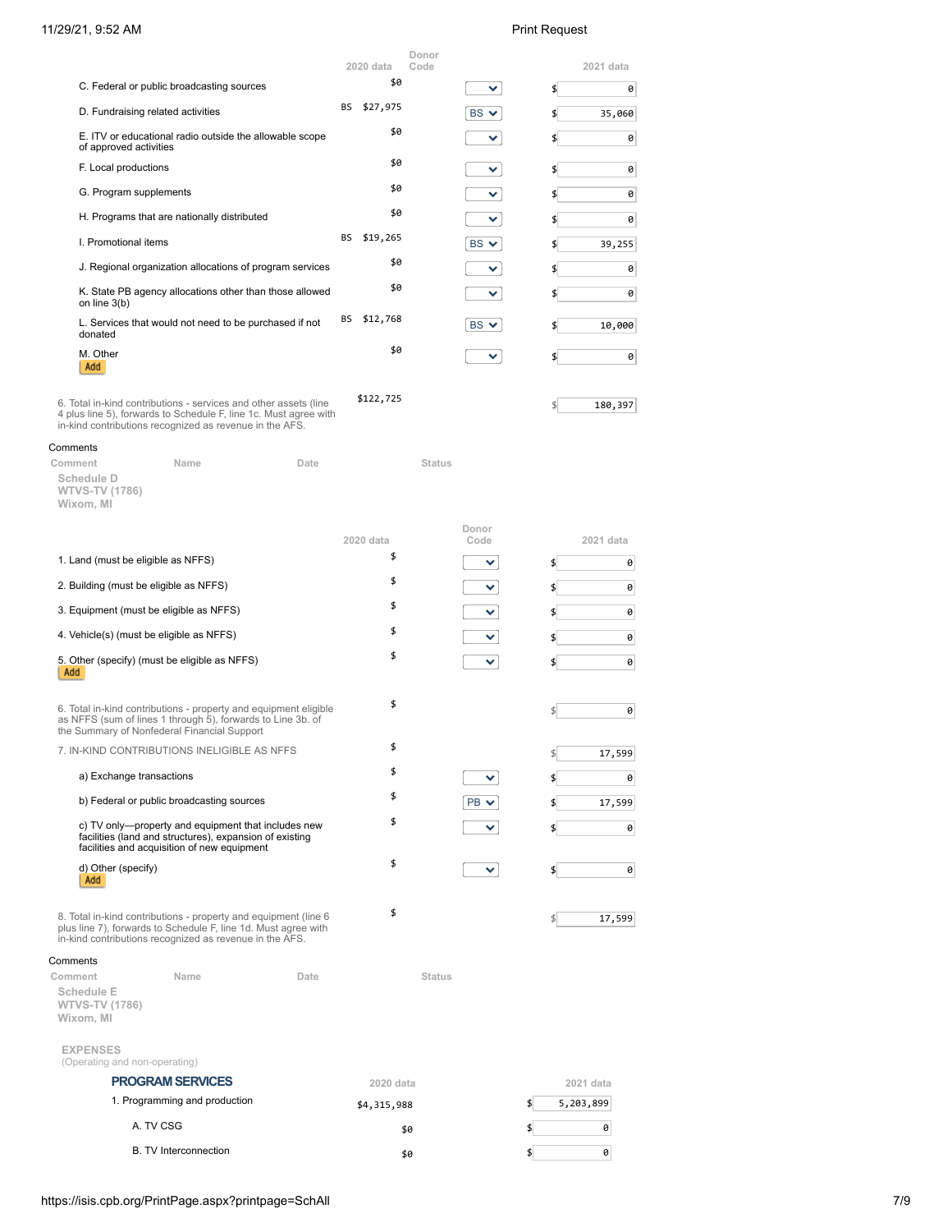| | 2020 data | Donor Code | 2021 data |
|---|---|---|---|
| C. Federal or public broadcasting sources | $0 | | $ 0 |
| D. Fundraising related activities | BS $27,975 | BS | $ 35,060 |
| E. ITV or educational radio outside the allowable scope of approved activities | $0 | | $ 0 |
| F. Local productions | $0 | | $ 0 |
| G. Program supplements | $0 | | $ 0 |
| H. Programs that are nationally distributed | $0 | | $ 0 |
| I. Promotional items | BS $19,265 | BS | $ 39,255 |
| J. Regional organization allocations of program services | $0 | | $ 0 |
| K. State PB agency allocations other than those allowed on line 3(b) | $0 | | $ 0 |
| L. Services that would not need to be purchased if not donated | BS $12,768 | BS | $ 10,000 |
| M. Other (Add) | $0 | | $ 0 |
| 6. Total in-kind contributions - services and other assets (line 4 plus line 5), forwards to Schedule F, line 1c. Must agree with in-kind contributions recognized as revenue in the AFS. | $122,725 | | $ 180,397 |

Comments

| Comment | Name | Date | Status |
|---|---|---|---|

## Schedule D
WTVS-TV (1786)
Wixom, MI

| | 2020 data | Donor Code | 2021 data |
|---|---|---|---|
| 1. Land (must be eligible as NFFS) | $ | | $ 0 |
| 2. Building (must be eligible as NFFS) | $ | | $ 0 |
| 3. Equipment (must be eligible as NFFS) | $ | | $ 0 |
| 4. Vehicle(s) (must be eligible as NFFS) | $ | | $ 0 |
| 5. Other (specify) (must be eligible as NFFS) (Add) | $ | | $ 0 |
| 6. Total in-kind contributions - property and equipment eligible as NFFS (sum of lines 1 through 5), forwards to Line 3b. of the Summary of Nonfederal Financial Support | $ | | $ 0 |
| 7. IN-KIND CONTRIBUTIONS INELIGIBLE AS NFFS | $ | | $ 17,599 |
| a) Exchange transactions | $ | | $ 0 |
| b) Federal or public broadcasting sources | $ | PB | $ 17,599 |
| c) TV only—property and equipment that includes new facilities (land and structures), expansion of existing facilities and acquisition of new equipment | $ | | $ 0 |
| d) Other (specify) (Add) | $ | | $ 0 |
| 8. Total in-kind contributions - property and equipment (line 6 plus line 7), forwards to Schedule F, line 1d. Must agree with in-kind contributions recognized as revenue in the AFS. | $ | | $ 17,599 |

Comments

| Comment | Name | Date | Status |
|---|---|---|---|

## Schedule E
WTVS-TV (1786)
Wixom, MI

### EXPENSES
(Operating and non-operating)

#### PROGRAM SERVICES

| | 2020 data | 2021 data |
|---|---|---|
| 1. Programming and production | $4,315,988 | $ 5,203,899 |
| A. TV CSG | $0 | $ 0 |
| B. TV Interconnection | $0 | $ 0 |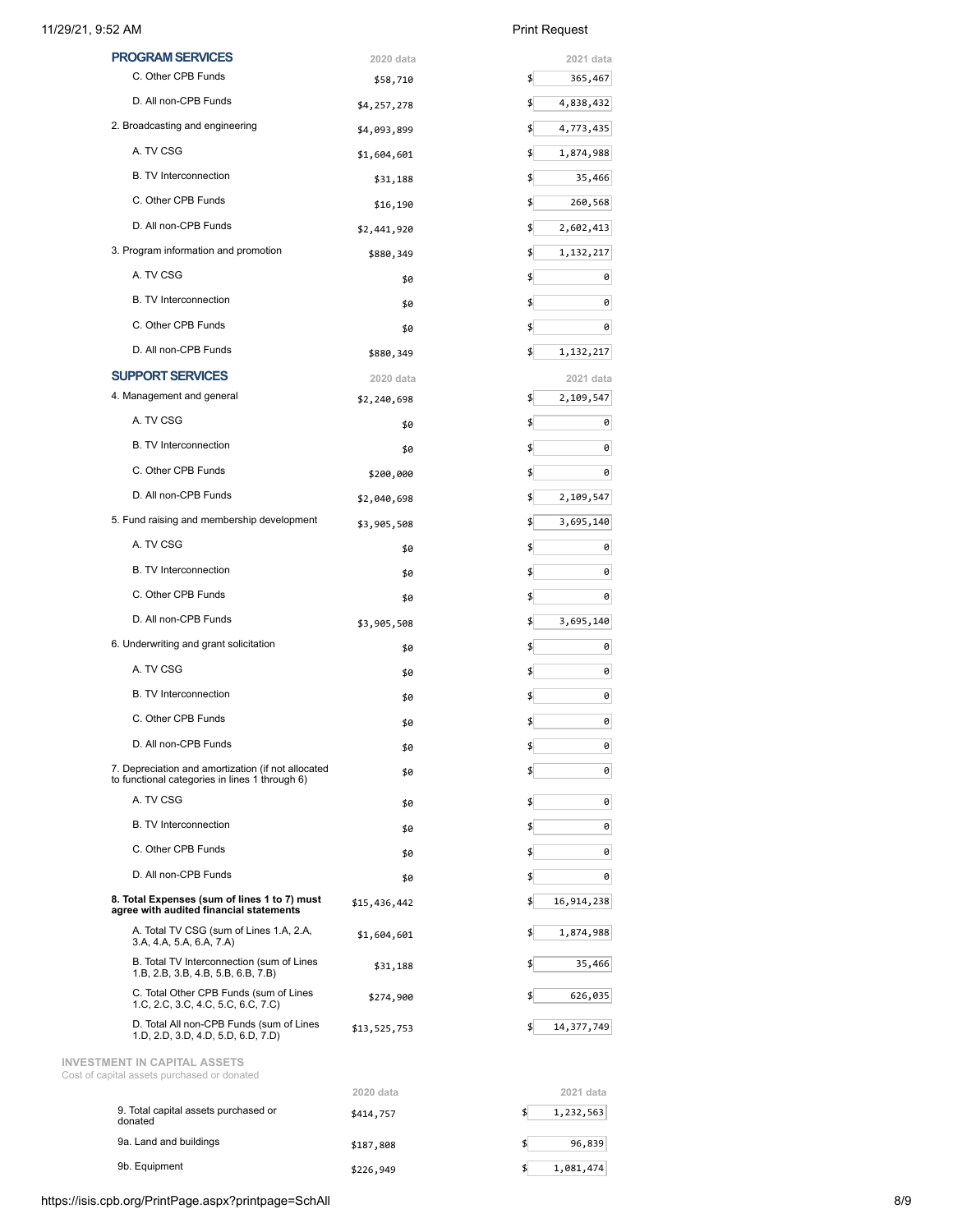| PROGRAM SERVICES | 2020 data | 2021 data |
|---|---|---|
| C. Other CPB Funds | $58,710 | $ 365,467 |
| D. All non-CPB Funds | $4,257,278 | $ 4,838,432 |
| 2. Broadcasting and engineering | $4,093,899 | $ 4,773,435 |
| A. TV CSG | $1,604,601 | $ 1,874,988 |
| B. TV Interconnection | $31,188 | $ 35,466 |
| C. Other CPB Funds | $16,190 | $ 260,568 |
| D. All non-CPB Funds | $2,441,920 | $ 2,602,413 |
| 3. Program information and promotion | $880,349 | $ 1,132,217 |
| A. TV CSG | $0 | $ 0 |
| B. TV Interconnection | $0 | $ 0 |
| C. Other CPB Funds | $0 | $ 0 |
| D. All non-CPB Funds | $880,349 | $ 1,132,217 |

| SUPPORT SERVICES | 2020 data | 2021 data |
|---|---|---|
| 4. Management and general | $2,240,698 | $ 2,109,547 |
| A. TV CSG | $0 | $ 0 |
| B. TV Interconnection | $0 | $ 0 |
| C. Other CPB Funds | $200,000 | $ 0 |
| D. All non-CPB Funds | $2,040,698 | $ 2,109,547 |
| 5. Fund raising and membership development | $3,905,508 | $ 3,695,140 |
| A. TV CSG | $0 | $ 0 |
| B. TV Interconnection | $0 | $ 0 |
| C. Other CPB Funds | $0 | $ 0 |
| D. All non-CPB Funds | $3,905,508 | $ 3,695,140 |
| 6. Underwriting and grant solicitation | $0 | $ 0 |
| A. TV CSG | $0 | $ 0 |
| B. TV Interconnection | $0 | $ 0 |
| C. Other CPB Funds | $0 | $ 0 |
| D. All non-CPB Funds | $0 | $ 0 |
| 7. Depreciation and amortization (if not allocated to functional categories in lines 1 through 6) | $0 | $ 0 |
| A. TV CSG | $0 | $ 0 |
| B. TV Interconnection | $0 | $ 0 |
| C. Other CPB Funds | $0 | $ 0 |
| D. All non-CPB Funds | $0 | $ 0 |
| **8. Total Expenses (sum of lines 1 to 7) must agree with audited financial statements** | $15,436,442 | $ 16,914,238 |
| A. Total TV CSG (sum of Lines 1.A, 2.A, 3.A, 4.A, 5.A, 6.A, 7.A) | $1,604,601 | $ 1,874,988 |
| B. Total TV Interconnection (sum of Lines 1.B, 2.B, 3.B, 4.B, 5.B, 6.B, 7.B) | $31,188 | $ 35,466 |
| C. Total Other CPB Funds (sum of Lines 1.C, 2.C, 3.C, 4.C, 5.C, 6.C, 7.C) | $274,900 | $ 626,035 |
| D. Total All non-CPB Funds (sum of Lines 1.D, 2.D, 3.D, 4.D, 5.D, 6.D, 7.D) | $13,525,753 | $ 14,377,749 |

**INVESTMENT IN CAPITAL ASSETS**

Cost of capital assets purchased or donated

| | 2020 data | 2021 data |
|---|---|---|
| 9. Total capital assets purchased or donated | $414,757 | $ 1,232,563 |
| 9a. Land and buildings | $187,808 | $ 96,839 |
| 9b. Equipment | $226,949 | $ 1,081,474 |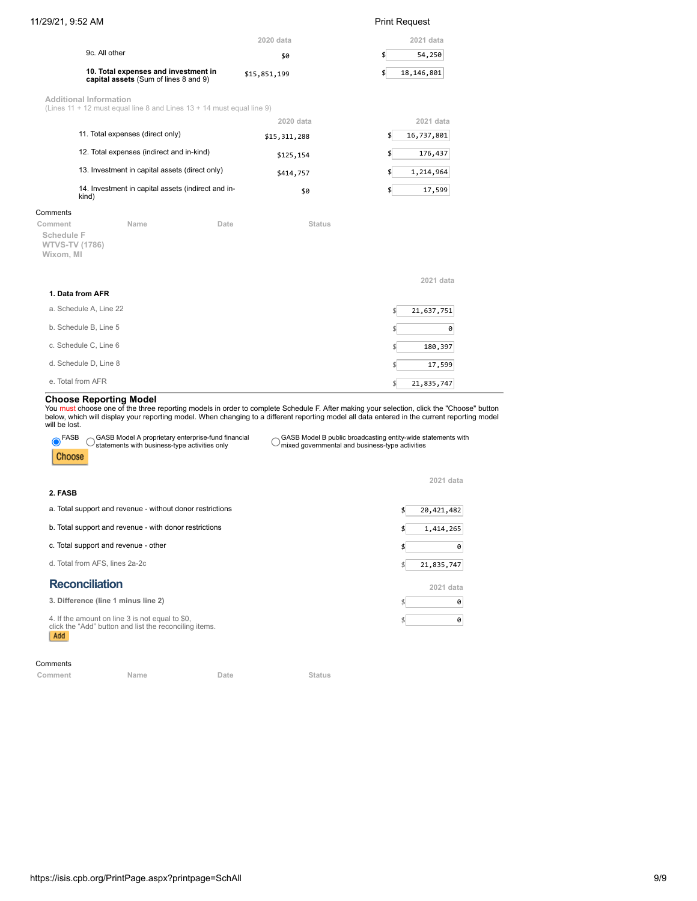| | 2020 data | 2021 data |
|---|---|---|
| 9c. All other | $0 | $ 54,250 |
| **10. Total expenses and investment in capital assets** (Sum of lines 8 and 9) | $15,851,199 | $ 18,146,801 |

Additional Information
(Lines 11 + 12 must equal line 8 and Lines 13 + 14 must equal line 9)

| | 2020 data | 2021 data |
|---|---|---|
| 11. Total expenses (direct only) | $15,311,288 | $ 16,737,801 |
| 12. Total expenses (indirect and in-kind) | $125,154 | $ 176,437 |
| 13. Investment in capital assets (direct only) | $414,757 | $ 1,214,964 |
| 14. Investment in capital assets (indirect and in-kind) | $0 | $ 17,599 |

Comments

| Comment | Name | Date | Status |
|---|---|---|---|

Schedule F
WTVS-TV (1786)
Wixom, MI

| | 2021 data |
|---|---|
| **1. Data from AFR** | |
| a. Schedule A, Line 22 | $ 21,637,751 |
| b. Schedule B, Line 5 | $ 0 |
| c. Schedule C, Line 6 | $ 180,397 |
| d. Schedule D, Line 8 | $ 17,599 |
| e. Total from AFR | $ 21,835,747 |

## Choose Reporting Model

You must choose one of the three reporting models in order to complete Schedule F. After making your selection, click the "Choose" button below, which will display your reporting model. When changing to a different reporting model all data entered in the current reporting model will be lost.

- (●) FASB
- ( ) GASB Model A proprietary enterprise-fund financial statements with business-type activities only
- ( ) GASB Model B public broadcasting entity-wide statements with mixed governmental and business-type activities

Choose

| | 2021 data |
|---|---|
| **2. FASB** | |
| a. Total support and revenue - without donor restrictions | $ 20,421,482 |
| b. Total support and revenue - with donor restrictions | $ 1,414,265 |
| c. Total support and revenue - other | $ 0 |
| d. Total from AFS, lines 2a-2c | $ 21,835,747 |

## Reconciliation

| | 2021 data |
|---|---|
| **3. Difference (line 1 minus line 2)** | $ 0 |
| 4. If the amount on line 3 is not equal to $0, click the "Add" button and list the reconciling items. | $ 0 |

Add

Comments

| Comment | Name | Date | Status |
|---|---|---|---|